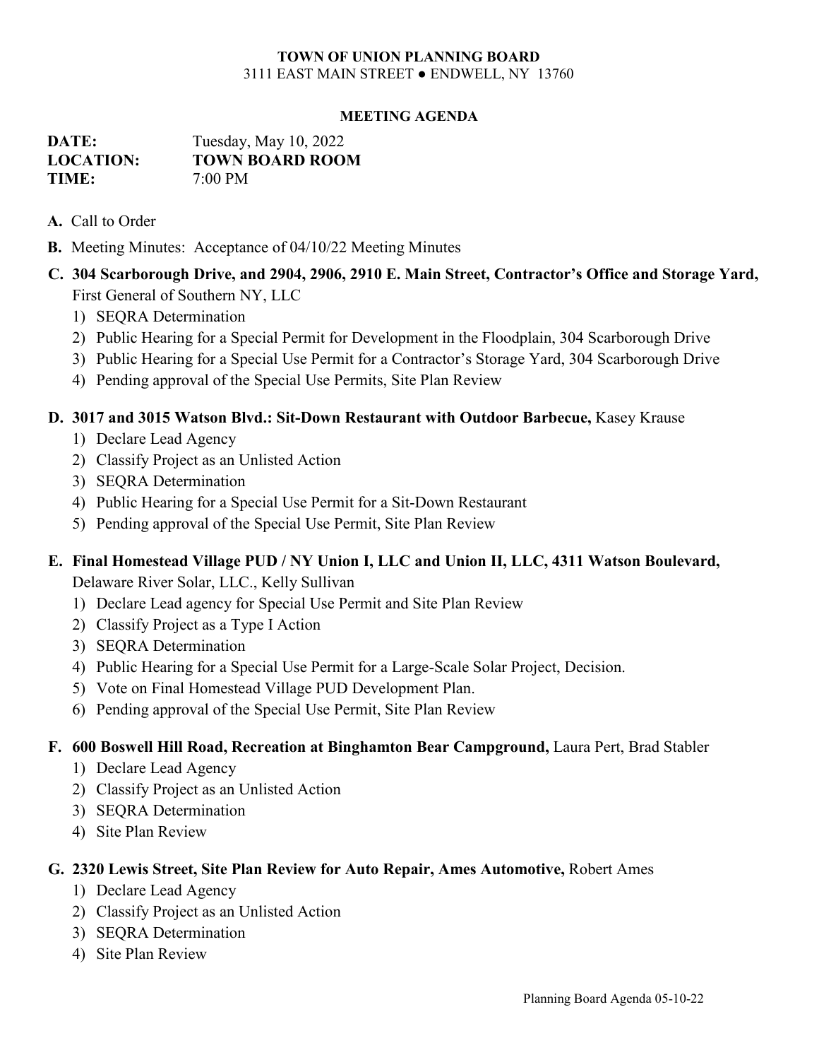**TOWN OF UNION PLANNING BOARD**
3111 EAST MAIN STREET ● ENDWELL, NY 13760

**MEETING AGENDA**

**DATE:** Tuesday, May 10, 2022
**LOCATION:** **TOWN BOARD ROOM**
**TIME:** 7:00 PM

**A.** Call to Order

**B.** Meeting Minutes: Acceptance of 04/10/22 Meeting Minutes

**C. 304 Scarborough Drive, and 2904, 2906, 2910 E. Main Street, Contractor's Office and Storage Yard,** First General of Southern NY, LLC

1) SEQRA Determination
2) Public Hearing for a Special Permit for Development in the Floodplain, 304 Scarborough Drive
3) Public Hearing for a Special Use Permit for a Contractor's Storage Yard, 304 Scarborough Drive
4) Pending approval of the Special Use Permits, Site Plan Review

**D. 3017 and 3015 Watson Blvd.: Sit-Down Restaurant with Outdoor Barbecue,** Kasey Krause

1) Declare Lead Agency
2) Classify Project as an Unlisted Action
3) SEQRA Determination
4) Public Hearing for a Special Use Permit for a Sit-Down Restaurant
5) Pending approval of the Special Use Permit, Site Plan Review

**E. Final Homestead Village PUD / NY Union I, LLC and Union II, LLC, 4311 Watson Boulevard,** Delaware River Solar, LLC., Kelly Sullivan

1) Declare Lead agency for Special Use Permit and Site Plan Review
2) Classify Project as a Type I Action
3) SEQRA Determination
4) Public Hearing for a Special Use Permit for a Large-Scale Solar Project, Decision.
5) Vote on Final Homestead Village PUD Development Plan.
6) Pending approval of the Special Use Permit, Site Plan Review

**F. 600 Boswell Hill Road, Recreation at Binghamton Bear Campground,** Laura Pert, Brad Stabler

1) Declare Lead Agency
2) Classify Project as an Unlisted Action
3) SEQRA Determination
4) Site Plan Review

**G. 2320 Lewis Street, Site Plan Review for Auto Repair, Ames Automotive,** Robert Ames

1) Declare Lead Agency
2) Classify Project as an Unlisted Action
3) SEQRA Determination
4) Site Plan Review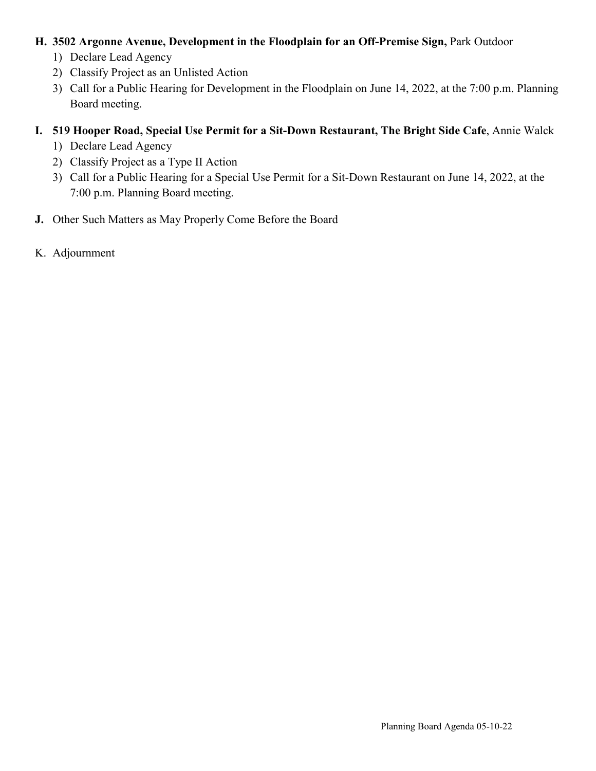**H. 3502 Argonne Avenue, Development in the Floodplain for an Off-Premise Sign,** Park Outdoor

1) Declare Lead Agency
2) Classify Project as an Unlisted Action
3) Call for a Public Hearing for Development in the Floodplain on June 14, 2022, at the 7:00 p.m. Planning Board meeting.

**I. 519 Hooper Road, Special Use Permit for a Sit-Down Restaurant, The Bright Side Cafe**, Annie Walck

1) Declare Lead Agency
2) Classify Project as a Type II Action
3) Call for a Public Hearing for a Special Use Permit for a Sit-Down Restaurant on June 14, 2022, at the 7:00 p.m. Planning Board meeting.

**J.** Other Such Matters as May Properly Come Before the Board

K. Adjournment